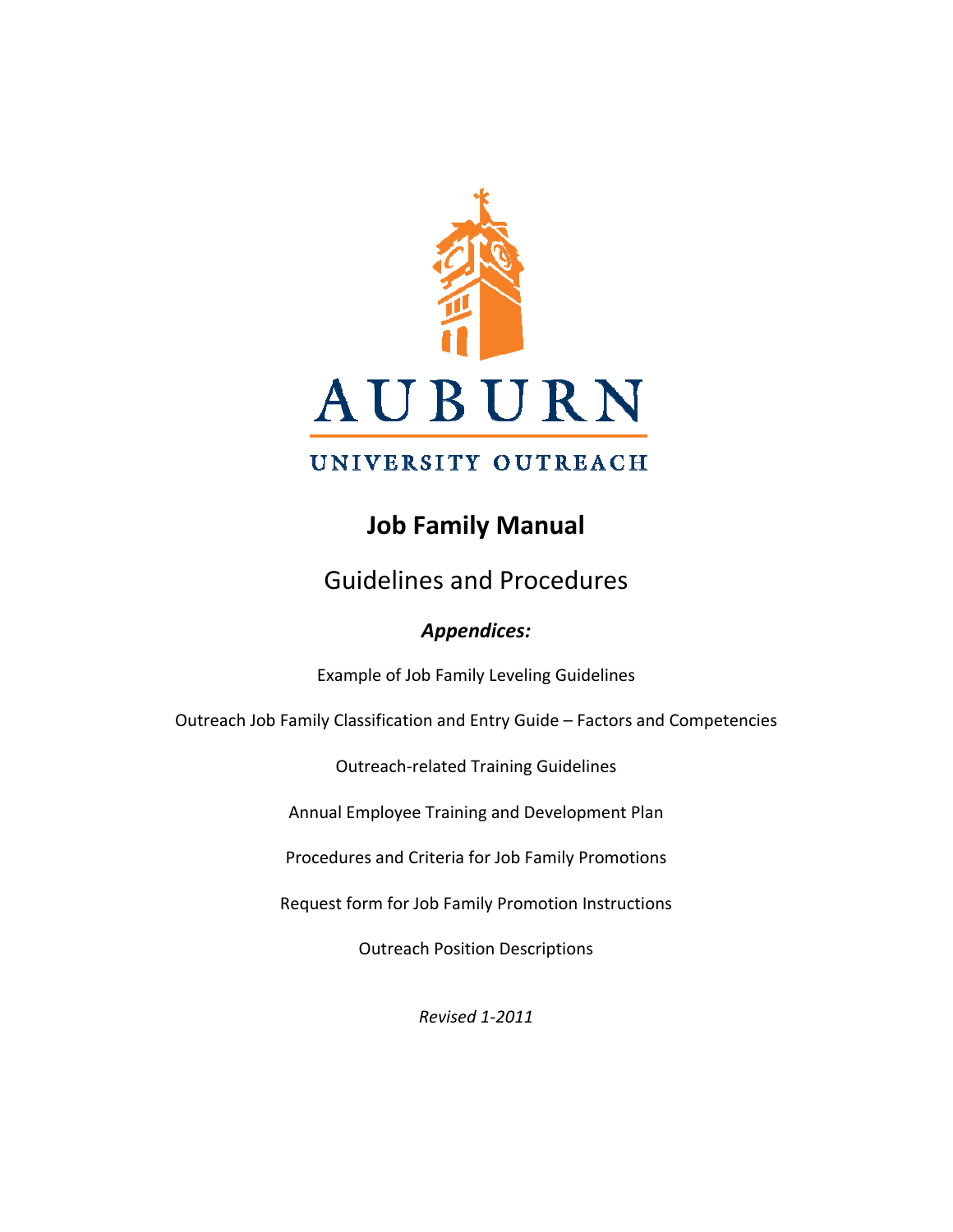AUBURN

UNIVERSITY OUTREACH

# Job Family Manual

## Guidelines and Procedures

### *Appendices:*

Example of Job Family Leveling Guidelines

Outreach Job Family Classification and Entry Guide – Factors and Competencies

Outreach-related Training Guidelines

Annual Employee Training and Development Plan

Procedures and Criteria for Job Family Promotions

Request form for Job Family Promotion Instructions

Outreach Position Descriptions

*Revised 1-2011*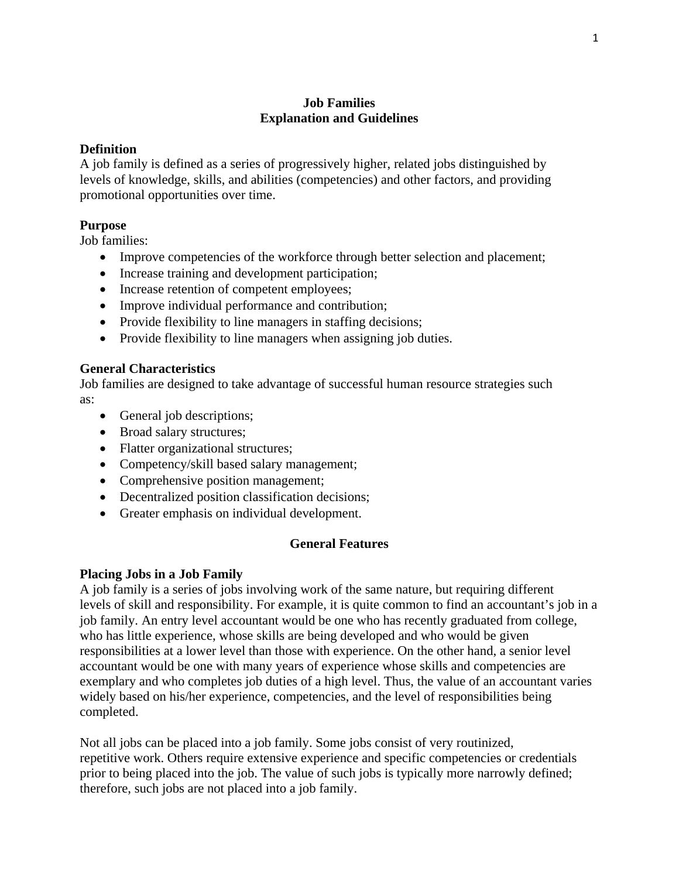# Job Families
## Explanation and Guidelines

### Definition

A job family is defined as a series of progressively higher, related jobs distinguished by levels of knowledge, skills, and abilities (competencies) and other factors, and providing promotional opportunities over time.

### Purpose

Job families:

- Improve competencies of the workforce through better selection and placement;
- Increase training and development participation;
- Increase retention of competent employees;
- Improve individual performance and contribution;
- Provide flexibility to line managers in staffing decisions;
- Provide flexibility to line managers when assigning job duties.

### General Characteristics

Job families are designed to take advantage of successful human resource strategies such as:

- General job descriptions;
- Broad salary structures;
- Flatter organizational structures;
- Competency/skill based salary management;
- Comprehensive position management;
- Decentralized position classification decisions;
- Greater emphasis on individual development.

## General Features

### Placing Jobs in a Job Family

A job family is a series of jobs involving work of the same nature, but requiring different levels of skill and responsibility. For example, it is quite common to find an accountant's job in a job family. An entry level accountant would be one who has recently graduated from college, who has little experience, whose skills are being developed and who would be given responsibilities at a lower level than those with experience. On the other hand, a senior level accountant would be one with many years of experience whose skills and competencies are exemplary and who completes job duties of a high level. Thus, the value of an accountant varies widely based on his/her experience, competencies, and the level of responsibilities being completed.

Not all jobs can be placed into a job family. Some jobs consist of very routinized, repetitive work. Others require extensive experience and specific competencies or credentials prior to being placed into the job. The value of such jobs is typically more narrowly defined; therefore, such jobs are not placed into a job family.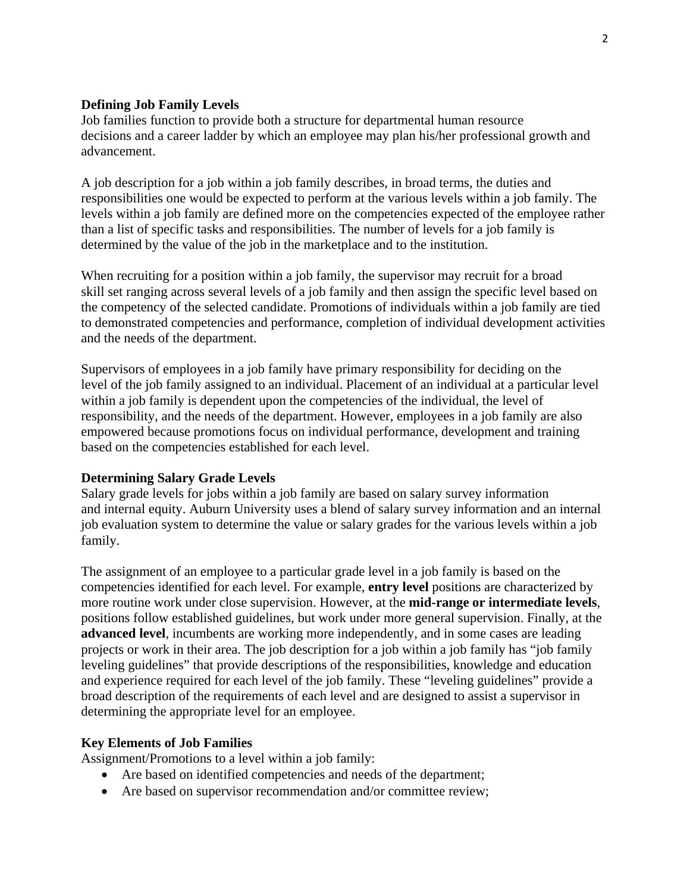**Defining Job Family Levels**

Job families function to provide both a structure for departmental human resource decisions and a career ladder by which an employee may plan his/her professional growth and advancement.

A job description for a job within a job family describes, in broad terms, the duties and responsibilities one would be expected to perform at the various levels within a job family. The levels within a job family are defined more on the competencies expected of the employee rather than a list of specific tasks and responsibilities. The number of levels for a job family is determined by the value of the job in the marketplace and to the institution.

When recruiting for a position within a job family, the supervisor may recruit for a broad skill set ranging across several levels of a job family and then assign the specific level based on the competency of the selected candidate. Promotions of individuals within a job family are tied to demonstrated competencies and performance, completion of individual development activities and the needs of the department.

Supervisors of employees in a job family have primary responsibility for deciding on the level of the job family assigned to an individual. Placement of an individual at a particular level within a job family is dependent upon the competencies of the individual, the level of responsibility, and the needs of the department. However, employees in a job family are also empowered because promotions focus on individual performance, development and training based on the competencies established for each level.

**Determining Salary Grade Levels**

Salary grade levels for jobs within a job family are based on salary survey information and internal equity. Auburn University uses a blend of salary survey information and an internal job evaluation system to determine the value or salary grades for the various levels within a job family.

The assignment of an employee to a particular grade level in a job family is based on the competencies identified for each level. For example, **entry level** positions are characterized by more routine work under close supervision. However, at the **mid-range or intermediate levels**, positions follow established guidelines, but work under more general supervision. Finally, at the **advanced level**, incumbents are working more independently, and in some cases are leading projects or work in their area. The job description for a job within a job family has "job family leveling guidelines" that provide descriptions of the responsibilities, knowledge and education and experience required for each level of the job family. These "leveling guidelines" provide a broad description of the requirements of each level and are designed to assist a supervisor in determining the appropriate level for an employee.

**Key Elements of Job Families**

Assignment/Promotions to a level within a job family:

- Are based on identified competencies and needs of the department;
- Are based on supervisor recommendation and/or committee review;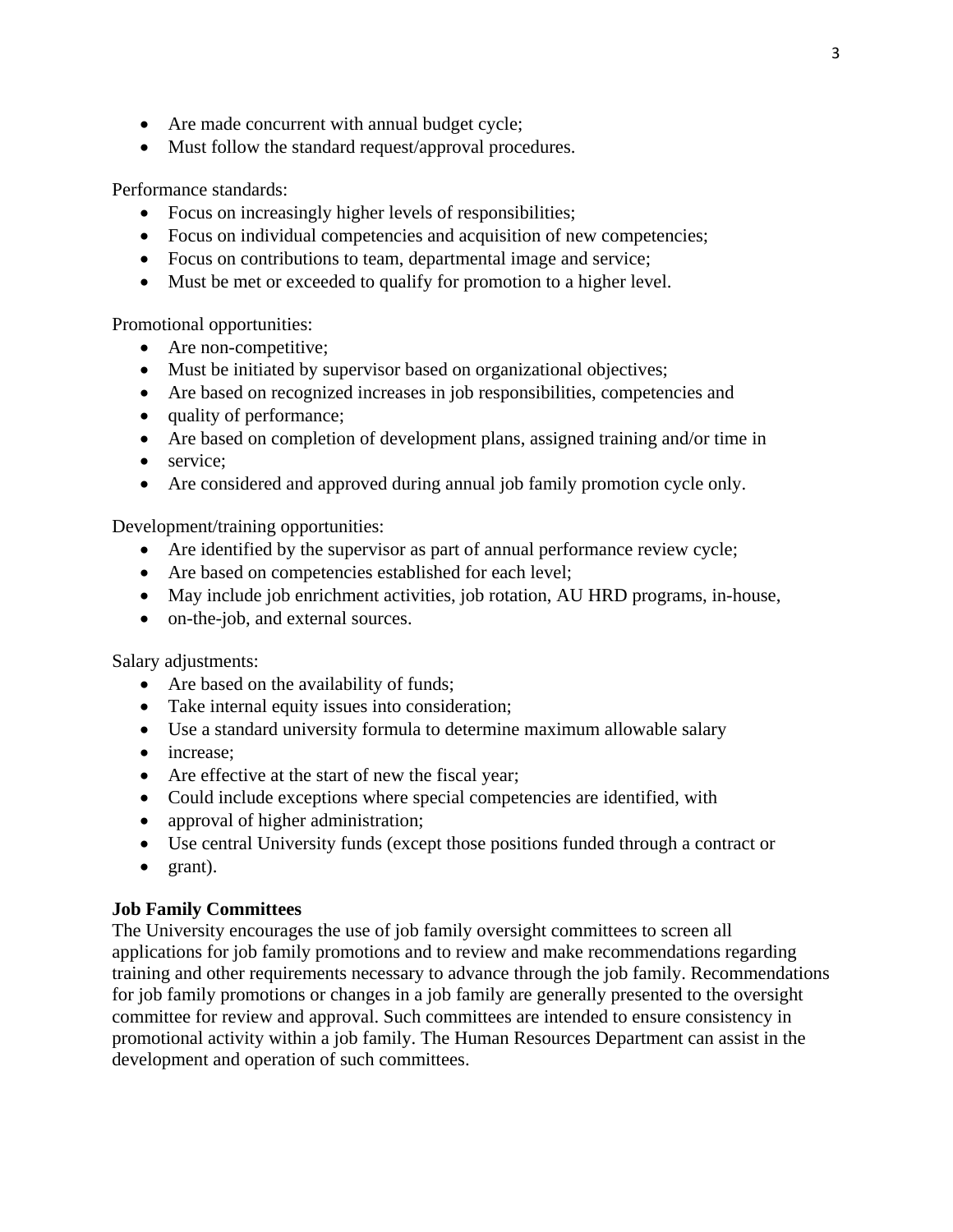- Are made concurrent with annual budget cycle;
- Must follow the standard request/approval procedures.

Performance standards:

- Focus on increasingly higher levels of responsibilities;
- Focus on individual competencies and acquisition of new competencies;
- Focus on contributions to team, departmental image and service;
- Must be met or exceeded to qualify for promotion to a higher level.

Promotional opportunities:

- Are non-competitive;
- Must be initiated by supervisor based on organizational objectives;
- Are based on recognized increases in job responsibilities, competencies and
- quality of performance;
- Are based on completion of development plans, assigned training and/or time in
- service;
- Are considered and approved during annual job family promotion cycle only.

Development/training opportunities:

- Are identified by the supervisor as part of annual performance review cycle;
- Are based on competencies established for each level;
- May include job enrichment activities, job rotation, AU HRD programs, in-house,
- on-the-job, and external sources.

Salary adjustments:

- Are based on the availability of funds;
- Take internal equity issues into consideration;
- Use a standard university formula to determine maximum allowable salary
- increase;
- Are effective at the start of new the fiscal year;
- Could include exceptions where special competencies are identified, with
- approval of higher administration;
- Use central University funds (except those positions funded through a contract or
- grant).

**Job Family Committees**

The University encourages the use of job family oversight committees to screen all applications for job family promotions and to review and make recommendations regarding training and other requirements necessary to advance through the job family. Recommendations for job family promotions or changes in a job family are generally presented to the oversight committee for review and approval. Such committees are intended to ensure consistency in promotional activity within a job family. The Human Resources Department can assist in the development and operation of such committees.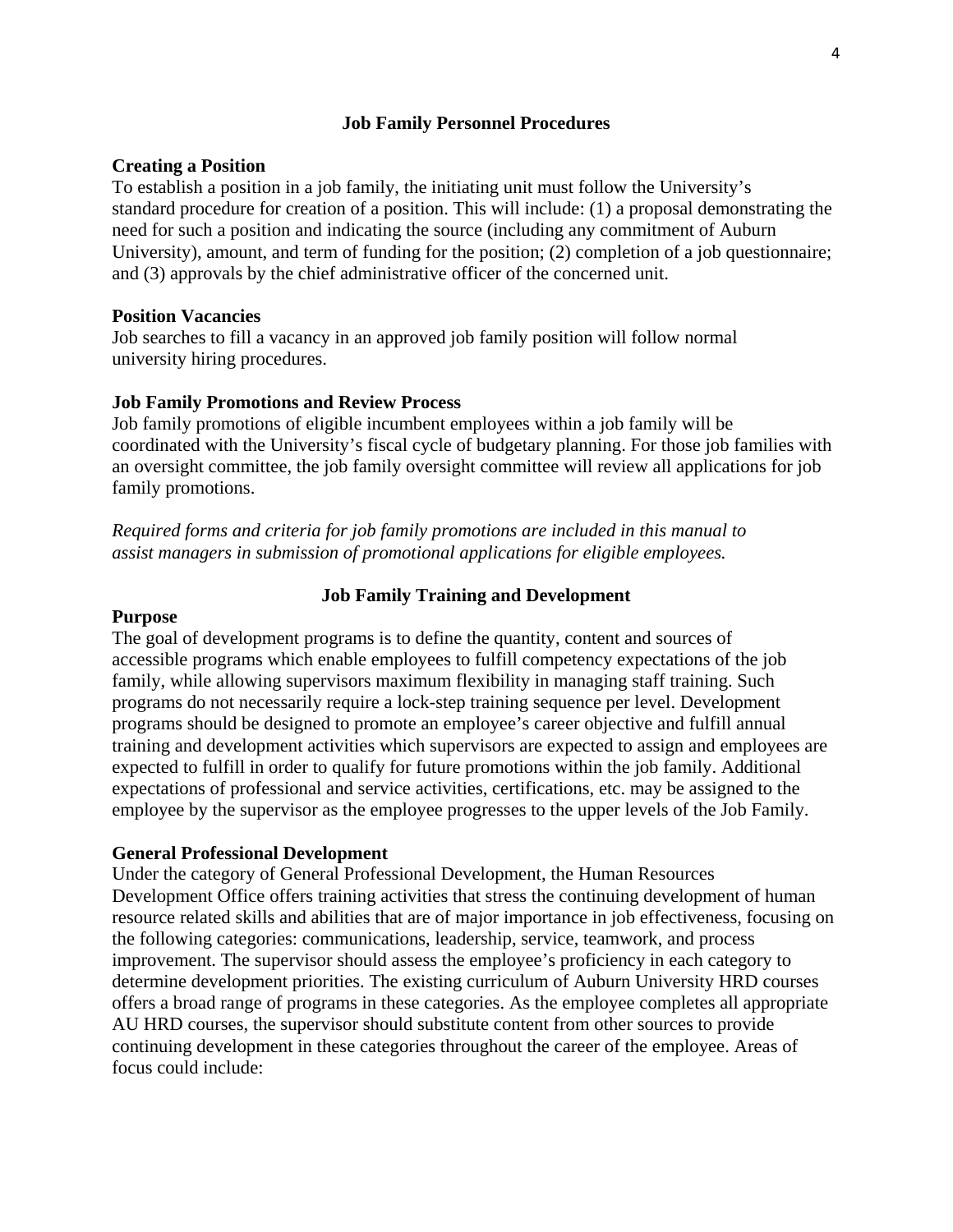## Job Family Personnel Procedures

### Creating a Position

To establish a position in a job family, the initiating unit must follow the University's standard procedure for creation of a position. This will include: (1) a proposal demonstrating the need for such a position and indicating the source (including any commitment of Auburn University), amount, and term of funding for the position; (2) completion of a job questionnaire; and (3) approvals by the chief administrative officer of the concerned unit.

### Position Vacancies

Job searches to fill a vacancy in an approved job family position will follow normal university hiring procedures.

### Job Family Promotions and Review Process

Job family promotions of eligible incumbent employees within a job family will be coordinated with the University's fiscal cycle of budgetary planning. For those job families with an oversight committee, the job family oversight committee will review all applications for job family promotions.

*Required forms and criteria for job family promotions are included in this manual to assist managers in submission of promotional applications for eligible employees.*

## Job Family Training and Development

### Purpose

The goal of development programs is to define the quantity, content and sources of accessible programs which enable employees to fulfill competency expectations of the job family, while allowing supervisors maximum flexibility in managing staff training. Such programs do not necessarily require a lock-step training sequence per level. Development programs should be designed to promote an employee's career objective and fulfill annual training and development activities which supervisors are expected to assign and employees are expected to fulfill in order to qualify for future promotions within the job family. Additional expectations of professional and service activities, certifications, etc. may be assigned to the employee by the supervisor as the employee progresses to the upper levels of the Job Family.

### General Professional Development

Under the category of General Professional Development, the Human Resources Development Office offers training activities that stress the continuing development of human resource related skills and abilities that are of major importance in job effectiveness, focusing on the following categories: communications, leadership, service, teamwork, and process improvement. The supervisor should assess the employee's proficiency in each category to determine development priorities. The existing curriculum of Auburn University HRD courses offers a broad range of programs in these categories. As the employee completes all appropriate AU HRD courses, the supervisor should substitute content from other sources to provide continuing development in these categories throughout the career of the employee. Areas of focus could include: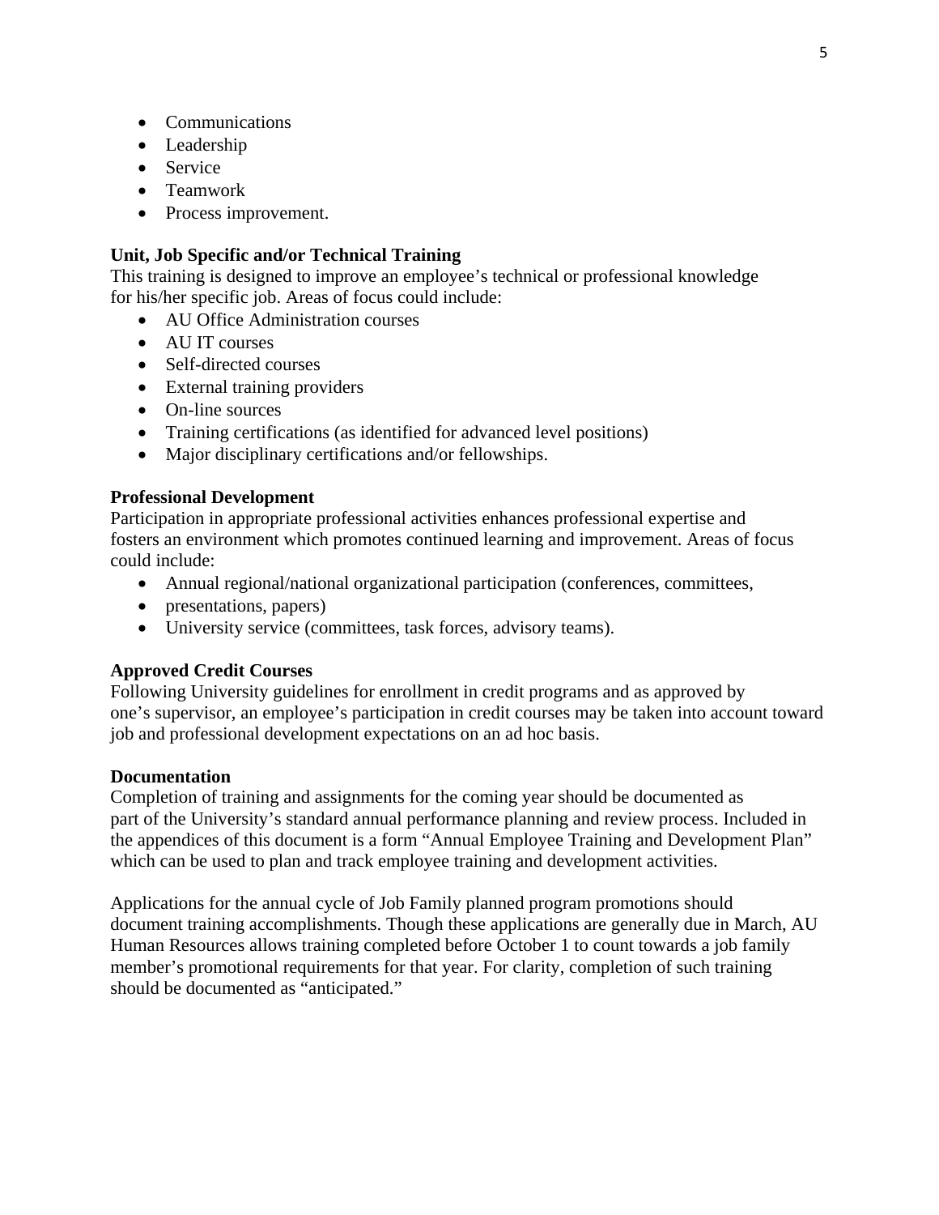- Communications
- Leadership
- Service
- Teamwork
- Process improvement.

**Unit, Job Specific and/or Technical Training**

This training is designed to improve an employee's technical or professional knowledge for his/her specific job. Areas of focus could include:

- AU Office Administration courses
- AU IT courses
- Self-directed courses
- External training providers
- On-line sources
- Training certifications (as identified for advanced level positions)
- Major disciplinary certifications and/or fellowships.

**Professional Development**

Participation in appropriate professional activities enhances professional expertise and fosters an environment which promotes continued learning and improvement. Areas of focus could include:

- Annual regional/national organizational participation (conferences, committees,
- presentations, papers)
- University service (committees, task forces, advisory teams).

**Approved Credit Courses**

Following University guidelines for enrollment in credit programs and as approved by one's supervisor, an employee's participation in credit courses may be taken into account toward job and professional development expectations on an ad hoc basis.

**Documentation**

Completion of training and assignments for the coming year should be documented as part of the University's standard annual performance planning and review process. Included in the appendices of this document is a form "Annual Employee Training and Development Plan" which can be used to plan and track employee training and development activities.

Applications for the annual cycle of Job Family planned program promotions should document training accomplishments. Though these applications are generally due in March, AU Human Resources allows training completed before October 1 to count towards a job family member's promotional requirements for that year. For clarity, completion of such training should be documented as "anticipated."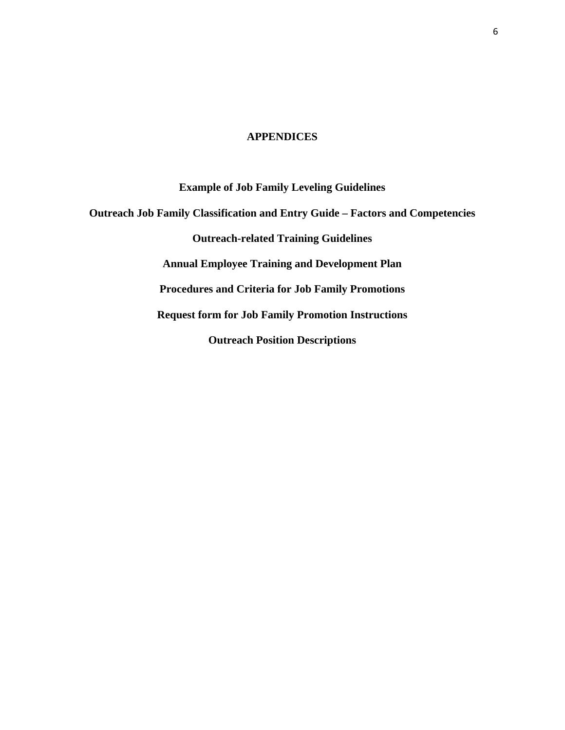# APPENDICES

**Example of Job Family Leveling Guidelines**

**Outreach Job Family Classification and Entry Guide – Factors and Competencies**

**Outreach-related Training Guidelines**

**Annual Employee Training and Development Plan**

**Procedures and Criteria for Job Family Promotions**

**Request form for Job Family Promotion Instructions**

**Outreach Position Descriptions**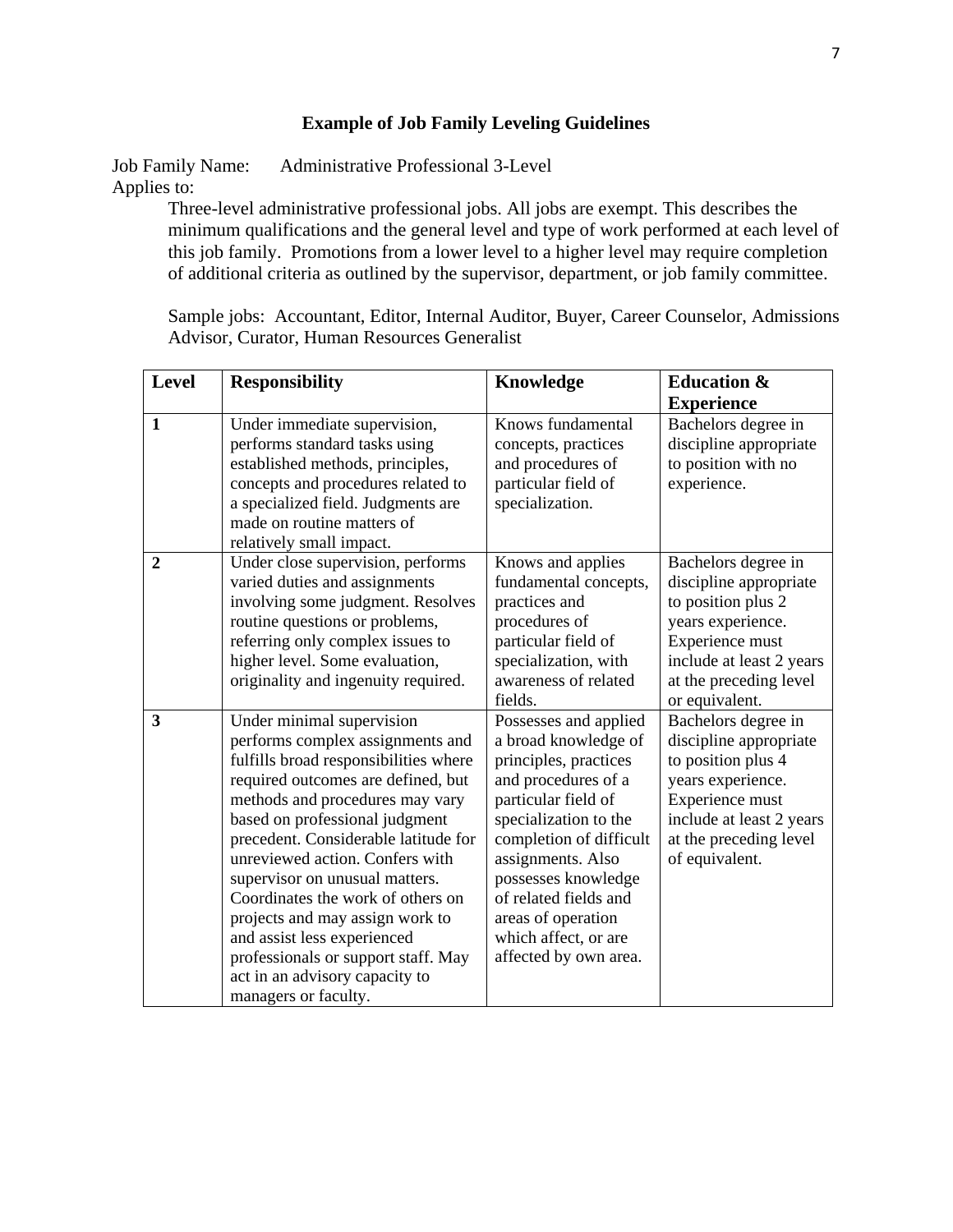## Example of Job Family Leveling Guidelines

Job Family Name: Administrative Professional 3-Level

Applies to:

Three-level administrative professional jobs. All jobs are exempt. This describes the minimum qualifications and the general level and type of work performed at each level of this job family. Promotions from a lower level to a higher level may require completion of additional criteria as outlined by the supervisor, department, or job family committee.

Sample jobs: Accountant, Editor, Internal Auditor, Buyer, Career Counselor, Admissions Advisor, Curator, Human Resources Generalist

| Level | Responsibility | Knowledge | Education & Experience |
|---|---|---|---|
| **1** | Under immediate supervision, performs standard tasks using established methods, principles, concepts and procedures related to a specialized field. Judgments are made on routine matters of relatively small impact. | Knows fundamental concepts, practices and procedures of particular field of specialization. | Bachelors degree in discipline appropriate to position with no experience. |
| **2** | Under close supervision, performs varied duties and assignments involving some judgment. Resolves routine questions or problems, referring only complex issues to higher level. Some evaluation, originality and ingenuity required. | Knows and applies fundamental concepts, practices and procedures of particular field of specialization, with awareness of related fields. | Bachelors degree in discipline appropriate to position plus 2 years experience. Experience must include at least 2 years at the preceding level or equivalent. |
| **3** | Under minimal supervision performs complex assignments and fulfills broad responsibilities where required outcomes are defined, but methods and procedures may vary based on professional judgment precedent. Considerable latitude for unreviewed action. Confers with supervisor on unusual matters. Coordinates the work of others on projects and may assign work to and assist less experienced professionals or support staff. May act in an advisory capacity to managers or faculty. | Possesses and applied a broad knowledge of principles, practices and procedures of a particular field of specialization to the completion of difficult assignments. Also possesses knowledge of related fields and areas of operation which affect, or are affected by own area. | Bachelors degree in discipline appropriate to position plus 4 years experience. Experience must include at least 2 years at the preceding level of equivalent. |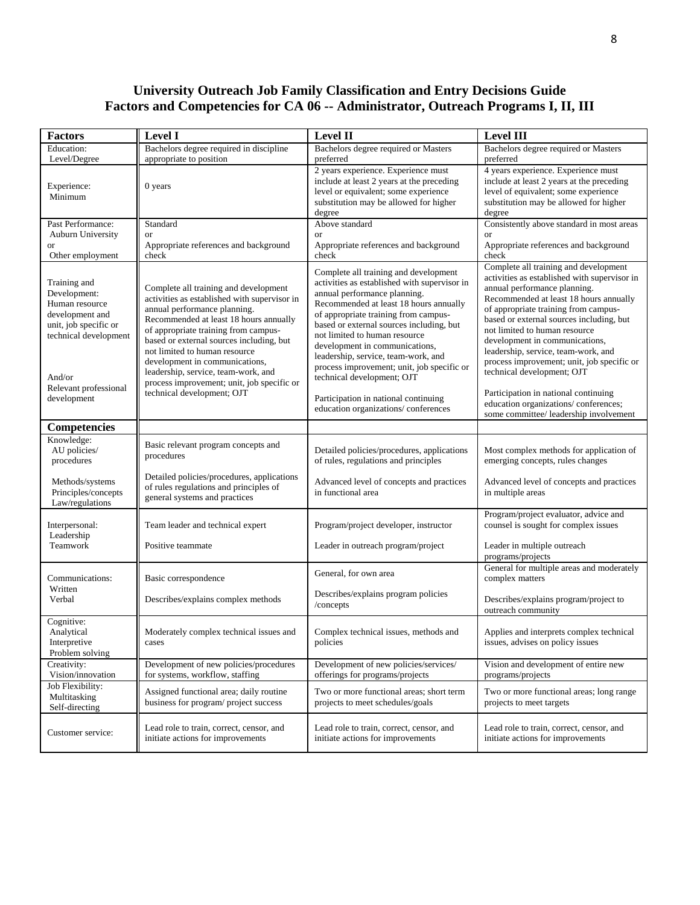# University Outreach Job Family Classification and Entry Decisions Guide
## Factors and Competencies for CA 06 -- Administrator, Outreach Programs I, II, III

| **Factors** | **Level I** | **Level II** | **Level III** |
|---|---|---|---|
| Education: Level/Degree | Bachelors degree required in discipline appropriate to position | Bachelors degree required or Masters preferred | Bachelors degree required or Masters preferred |
| Experience: Minimum | 0 years | 2 years experience. Experience must include at least 2 years at the preceding level or equivalent; some experience substitution may be allowed for higher degree | 4 years experience. Experience must include at least 2 years at the preceding level of equivalent; some experience substitution may be allowed for higher degree |
| Past Performance: Auburn University or Other employment | Standard or Appropriate references and background check | Above standard or Appropriate references and background check | Consistently above standard in most areas or Appropriate references and background check |
| Training and Development: Human resource development and unit, job specific or technical development<br><br>And/or Relevant professional development | Complete all training and development activities as established with supervisor in annual performance planning. Recommended at least 18 hours annually of appropriate training from campus-based or external sources including, but not limited to human resource development in communications, leadership, service, team-work, and process improvement; unit, job specific or technical development; OJT | Complete all training and development activities as established with supervisor in annual performance planning. Recommended at least 18 hours annually of appropriate training from campus-based or external sources including, but not limited to human resource development in communications, leadership, service, team-work, and process improvement; unit, job specific or technical development; OJT<br><br>Participation in national continuing education organizations/ conferences | Complete all training and development activities as established with supervisor in annual performance planning. Recommended at least 18 hours annually of appropriate training from campus-based or external sources including, but not limited to human resource development in communications, leadership, service, team-work, and process improvement; unit, job specific or technical development; OJT<br><br>Participation in national continuing education organizations/ conferences; some committee/ leadership involvement |
| **Competencies** | | | |
| Knowledge: AU policies/ procedures<br><br>Methods/systems Principles/concepts Law/regulations | Basic relevant program concepts and procedures<br><br>Detailed policies/procedures, applications of rules regulations and principles of general systems and practices | Detailed policies/procedures, applications of rules, regulations and principles<br><br>Advanced level of concepts and practices in functional area | Most complex methods for application of emerging concepts, rules changes<br><br>Advanced level of concepts and practices in multiple areas |
| Interpersonal: Leadership Teamwork | Team leader and technical expert<br><br>Positive teammate | Program/project developer, instructor<br><br>Leader in outreach program/project | Program/project evaluator, advice and counsel is sought for complex issues<br><br>Leader in multiple outreach programs/projects |
| Communications: Written Verbal | Basic correspondence<br><br>Describes/explains complex methods | General, for own area<br><br>Describes/explains program policies /concepts | General for multiple areas and moderately complex matters<br><br>Describes/explains program/project to outreach community |
| Cognitive: Analytical Interpretive Problem solving | Moderately complex technical issues and cases | Complex technical issues, methods and policies | Applies and interprets complex technical issues, advises on policy issues |
| Creativity: Vision/innovation | Development of new policies/procedures for systems, workflow, staffing | Development of new policies/services/ offerings for programs/projects | Vision and development of entire new programs/projects |
| Job Flexibility: Multitasking Self-directing | Assigned functional area; daily routine business for program/ project success | Two or more functional areas; short term projects to meet schedules/goals | Two or more functional areas; long range projects to meet targets |
| Customer service: | Lead role to train, correct, censor, and initiate actions for improvements | Lead role to train, correct, censor, and initiate actions for improvements | Lead role to train, correct, censor, and initiate actions for improvements |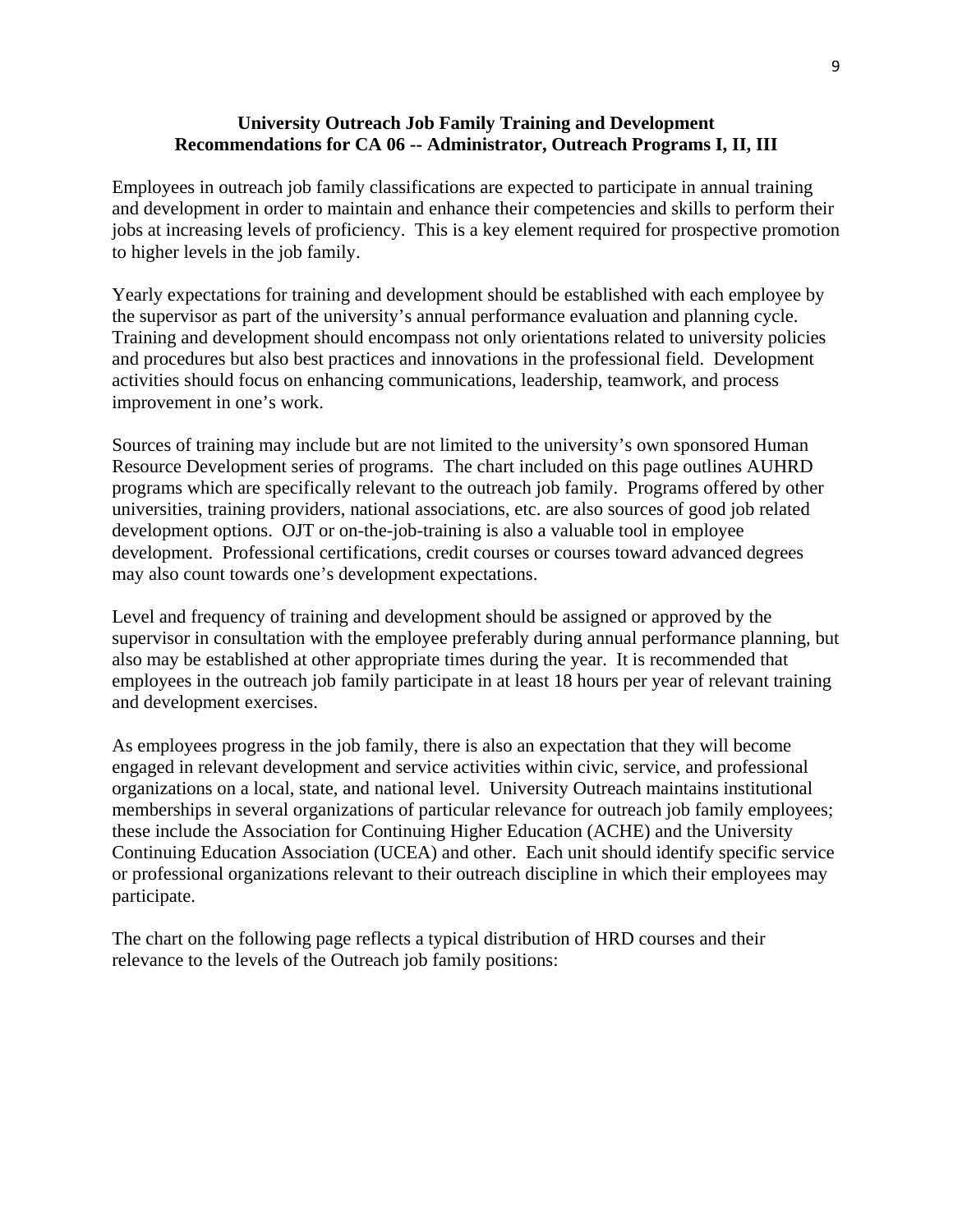**University Outreach Job Family Training and Development Recommendations for CA 06 -- Administrator, Outreach Programs I, II, III**

Employees in outreach job family classifications are expected to participate in annual training and development in order to maintain and enhance their competencies and skills to perform their jobs at increasing levels of proficiency. This is a key element required for prospective promotion to higher levels in the job family.

Yearly expectations for training and development should be established with each employee by the supervisor as part of the university's annual performance evaluation and planning cycle. Training and development should encompass not only orientations related to university policies and procedures but also best practices and innovations in the professional field. Development activities should focus on enhancing communications, leadership, teamwork, and process improvement in one's work.

Sources of training may include but are not limited to the university's own sponsored Human Resource Development series of programs. The chart included on this page outlines AUHRD programs which are specifically relevant to the outreach job family. Programs offered by other universities, training providers, national associations, etc. are also sources of good job related development options. OJT or on-the-job-training is also a valuable tool in employee development. Professional certifications, credit courses or courses toward advanced degrees may also count towards one's development expectations.

Level and frequency of training and development should be assigned or approved by the supervisor in consultation with the employee preferably during annual performance planning, but also may be established at other appropriate times during the year. It is recommended that employees in the outreach job family participate in at least 18 hours per year of relevant training and development exercises.

As employees progress in the job family, there is also an expectation that they will become engaged in relevant development and service activities within civic, service, and professional organizations on a local, state, and national level. University Outreach maintains institutional memberships in several organizations of particular relevance for outreach job family employees; these include the Association for Continuing Higher Education (ACHE) and the University Continuing Education Association (UCEA) and other. Each unit should identify specific service or professional organizations relevant to their outreach discipline in which their employees may participate.

The chart on the following page reflects a typical distribution of HRD courses and their relevance to the levels of the Outreach job family positions: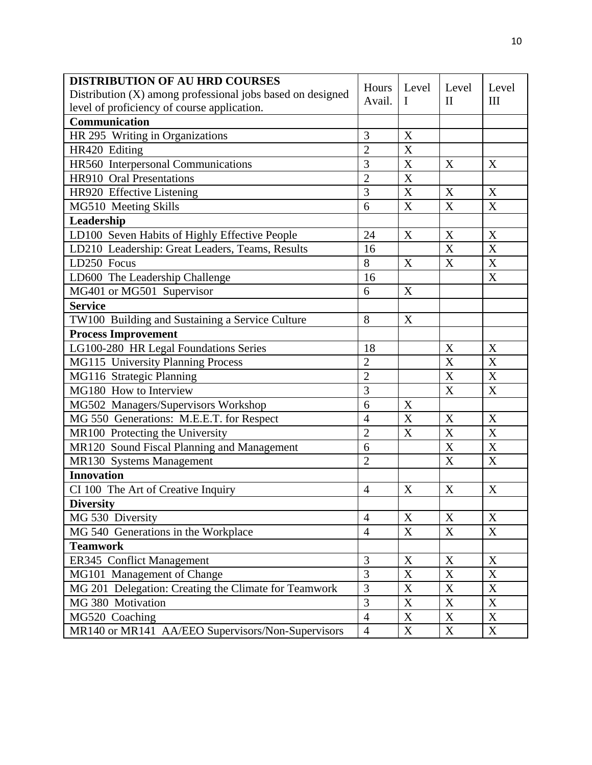| **DISTRIBUTION OF AU HRD COURSES** Distribution (X) among professional jobs based on designed level of proficiency of course application. | Hours Avail. | Level I | Level II | Level III |
|---|---|---|---|---|
| **Communication** | | | | |
| HR 295 Writing in Organizations | 3 | X | | |
| HR420 Editing | 2 | X | | |
| HR560 Interpersonal Communications | 3 | X | X | X |
| HR910 Oral Presentations | 2 | X | | |
| HR920 Effective Listening | 3 | X | X | X |
| MG510 Meeting Skills | 6 | X | X | X |
| **Leadership** | | | | |
| LD100 Seven Habits of Highly Effective People | 24 | X | X | X |
| LD210 Leadership: Great Leaders, Teams, Results | 16 | | X | X |
| LD250 Focus | 8 | X | X | X |
| LD600 The Leadership Challenge | 16 | | | X |
| MG401 or MG501 Supervisor | 6 | X | | |
| **Service** | | | | |
| TW100 Building and Sustaining a Service Culture | 8 | X | | |
| **Process Improvement** | | | | |
| LG100-280 HR Legal Foundations Series | 18 | | X | X |
| MG115 University Planning Process | 2 | | X | X |
| MG116 Strategic Planning | 2 | | X | X |
| MG180 How to Interview | 3 | | X | X |
| MG502 Managers/Supervisors Workshop | 6 | X | | |
| MG 550 Generations: M.E.E.T. for Respect | 4 | X | X | X |
| MR100 Protecting the University | 2 | X | X | X |
| MR120 Sound Fiscal Planning and Management | 6 | | X | X |
| MR130 Systems Management | 2 | | X | X |
| **Innovation** | | | | |
| CI 100 The Art of Creative Inquiry | 4 | X | X | X |
| **Diversity** | | | | |
| MG 530 Diversity | 4 | X | X | X |
| MG 540 Generations in the Workplace | 4 | X | X | X |
| **Teamwork** | | | | |
| ER345 Conflict Management | 3 | X | X | X |
| MG101 Management of Change | 3 | X | X | X |
| MG 201 Delegation: Creating the Climate for Teamwork | 3 | X | X | X |
| MG 380 Motivation | 3 | X | X | X |
| MG520 Coaching | 4 | X | X | X |
| MR140 or MR141 AA/EEO Supervisors/Non-Supervisors | 4 | X | X | X |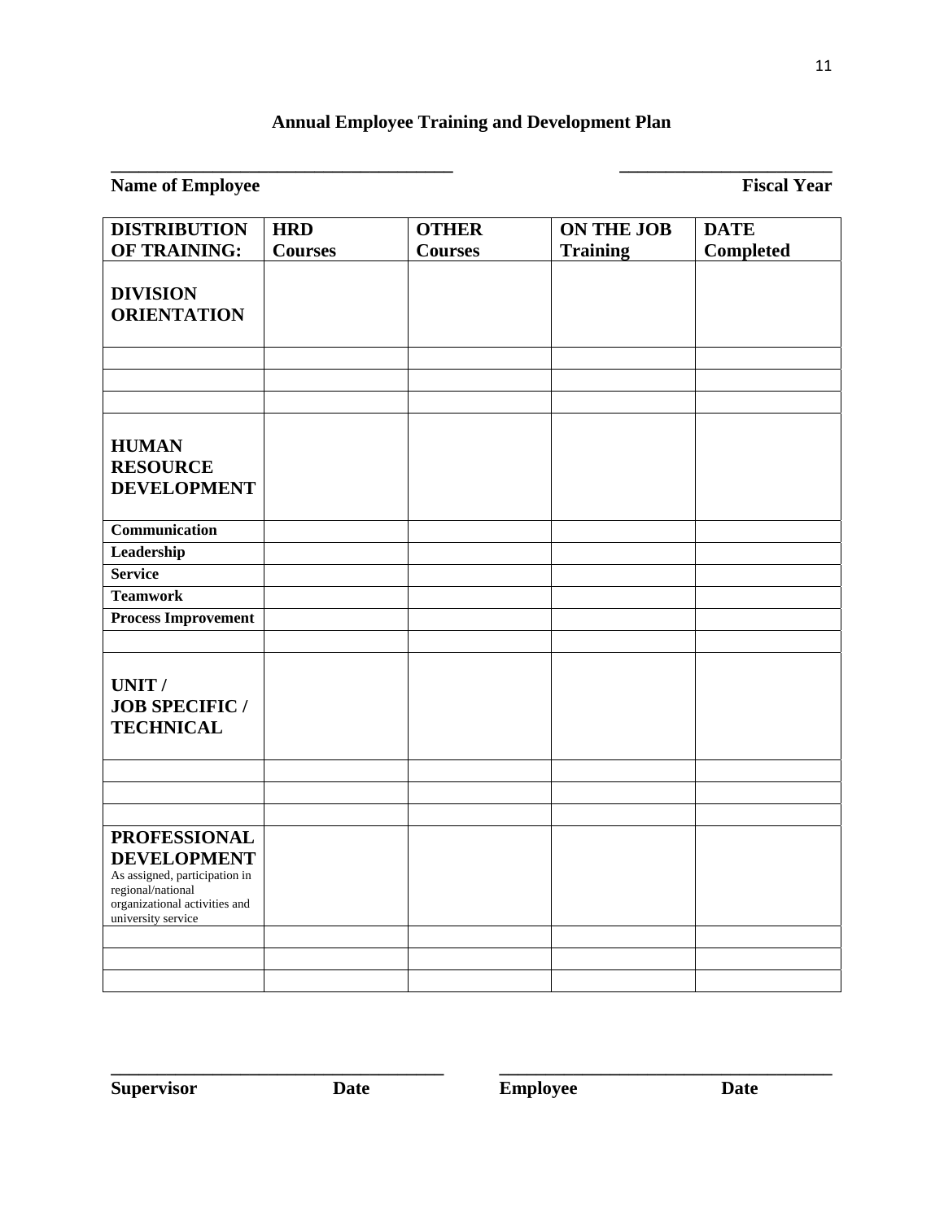# Annual Employee Training and Development Plan

**Name of Employee** ______________________________________ **Fiscal Year** ______________________

| DISTRIBUTION OF TRAINING: | HRD Courses | OTHER Courses | ON THE JOB Training | DATE Completed |
|---|---|---|---|---|
| **DIVISION ORIENTATION** | | | | |
| | | | | |
| | | | | |
| | | | | |
| **HUMAN RESOURCE DEVELOPMENT** | | | | |
| **Communication** | | | | |
| **Leadership** | | | | |
| **Service** | | | | |
| **Teamwork** | | | | |
| **Process Improvement** | | | | |
| | | | | |
| **UNIT / JOB SPECIFIC / TECHNICAL** | | | | |
| | | | | |
| | | | | |
| | | | | |
| **PROFESSIONAL DEVELOPMENT** As assigned, participation in regional/national organizational activities and university service | | | | |
| | | | | |
| | | | | |
| | | | | |

______________________________________ ______________________________________

**Supervisor** **Date** **Employee** **Date**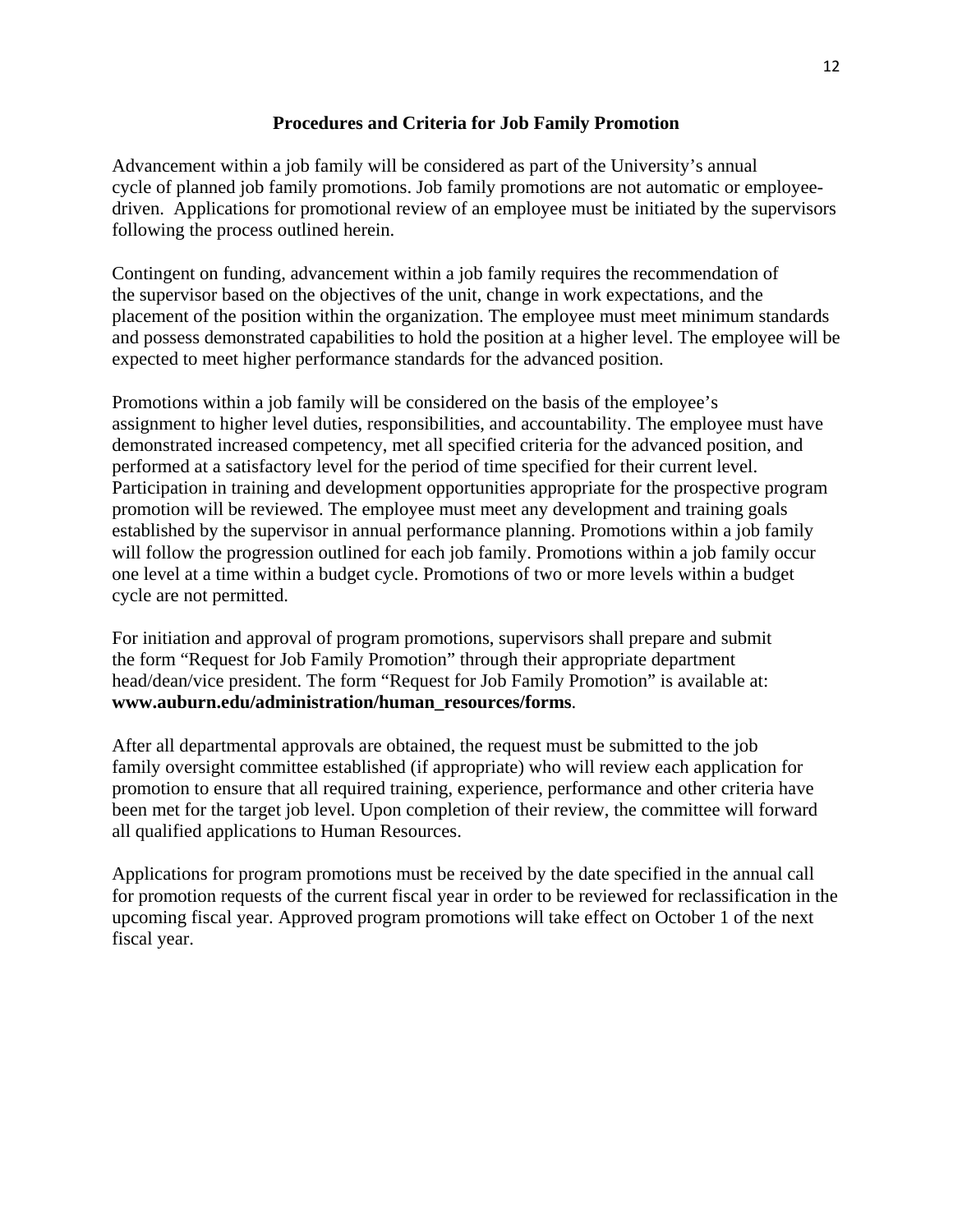## Procedures and Criteria for Job Family Promotion

Advancement within a job family will be considered as part of the University's annual cycle of planned job family promotions. Job family promotions are not automatic or employee-driven. Applications for promotional review of an employee must be initiated by the supervisors following the process outlined herein.

Contingent on funding, advancement within a job family requires the recommendation of the supervisor based on the objectives of the unit, change in work expectations, and the placement of the position within the organization. The employee must meet minimum standards and possess demonstrated capabilities to hold the position at a higher level. The employee will be expected to meet higher performance standards for the advanced position.

Promotions within a job family will be considered on the basis of the employee's assignment to higher level duties, responsibilities, and accountability. The employee must have demonstrated increased competency, met all specified criteria for the advanced position, and performed at a satisfactory level for the period of time specified for their current level. Participation in training and development opportunities appropriate for the prospective program promotion will be reviewed. The employee must meet any development and training goals established by the supervisor in annual performance planning. Promotions within a job family will follow the progression outlined for each job family. Promotions within a job family occur one level at a time within a budget cycle. Promotions of two or more levels within a budget cycle are not permitted.

For initiation and approval of program promotions, supervisors shall prepare and submit the form "Request for Job Family Promotion" through their appropriate department head/dean/vice president. The form "Request for Job Family Promotion" is available at: **www.auburn.edu/administration/human_resources/forms**.

After all departmental approvals are obtained, the request must be submitted to the job family oversight committee established (if appropriate) who will review each application for promotion to ensure that all required training, experience, performance and other criteria have been met for the target job level. Upon completion of their review, the committee will forward all qualified applications to Human Resources.

Applications for program promotions must be received by the date specified in the annual call for promotion requests of the current fiscal year in order to be reviewed for reclassification in the upcoming fiscal year. Approved program promotions will take effect on October 1 of the next fiscal year.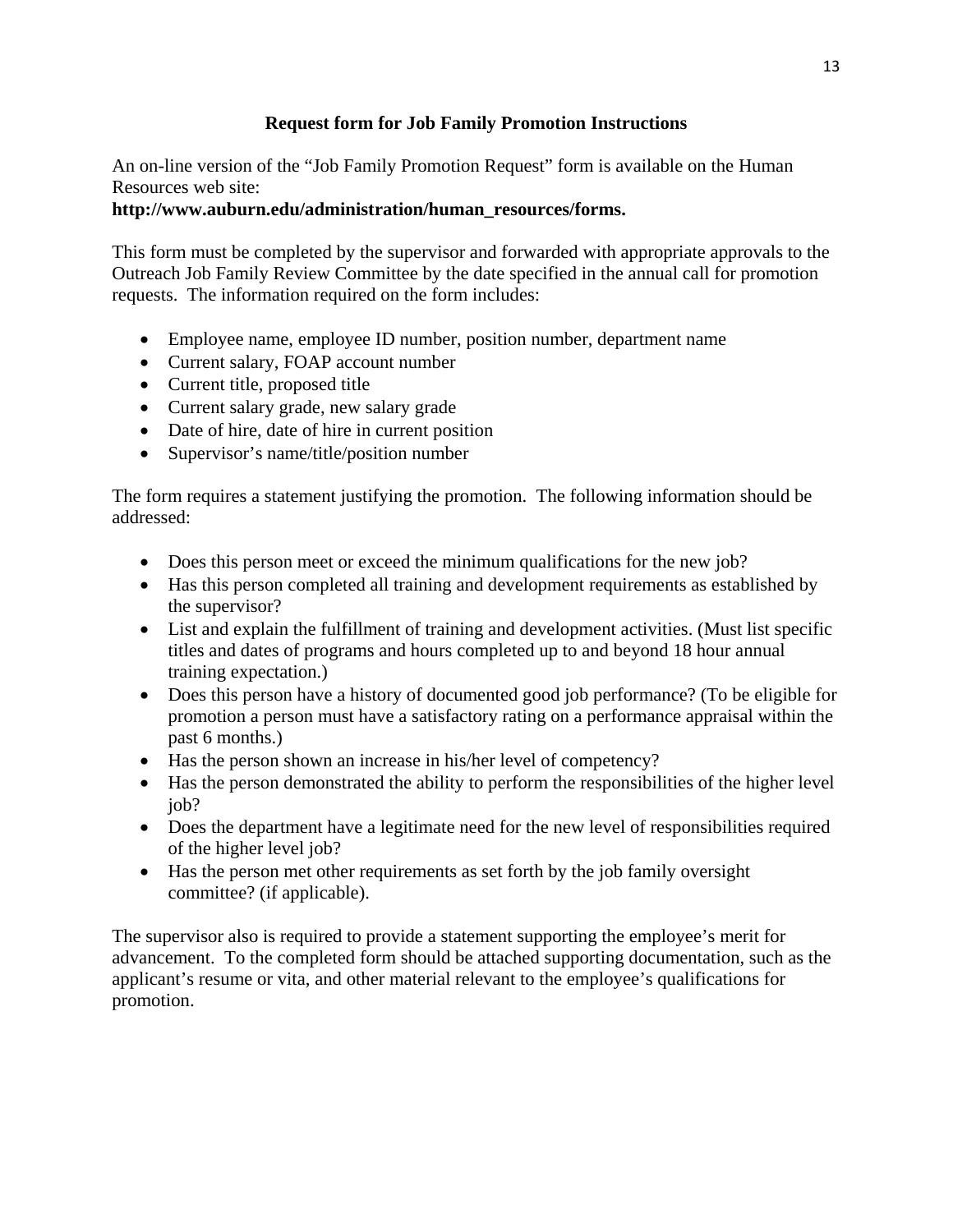## Request form for Job Family Promotion Instructions

An on-line version of the "Job Family Promotion Request" form is available on the Human Resources web site:
**http://www.auburn.edu/administration/human_resources/forms.**

This form must be completed by the supervisor and forwarded with appropriate approvals to the Outreach Job Family Review Committee by the date specified in the annual call for promotion requests. The information required on the form includes:

- Employee name, employee ID number, position number, department name
- Current salary, FOAP account number
- Current title, proposed title
- Current salary grade, new salary grade
- Date of hire, date of hire in current position
- Supervisor's name/title/position number

The form requires a statement justifying the promotion. The following information should be addressed:

- Does this person meet or exceed the minimum qualifications for the new job?
- Has this person completed all training and development requirements as established by the supervisor?
- List and explain the fulfillment of training and development activities. (Must list specific titles and dates of programs and hours completed up to and beyond 18 hour annual training expectation.)
- Does this person have a history of documented good job performance? (To be eligible for promotion a person must have a satisfactory rating on a performance appraisal within the past 6 months.)
- Has the person shown an increase in his/her level of competency?
- Has the person demonstrated the ability to perform the responsibilities of the higher level job?
- Does the department have a legitimate need for the new level of responsibilities required of the higher level job?
- Has the person met other requirements as set forth by the job family oversight committee? (if applicable).

The supervisor also is required to provide a statement supporting the employee's merit for advancement. To the completed form should be attached supporting documentation, such as the applicant's resume or vita, and other material relevant to the employee's qualifications for promotion.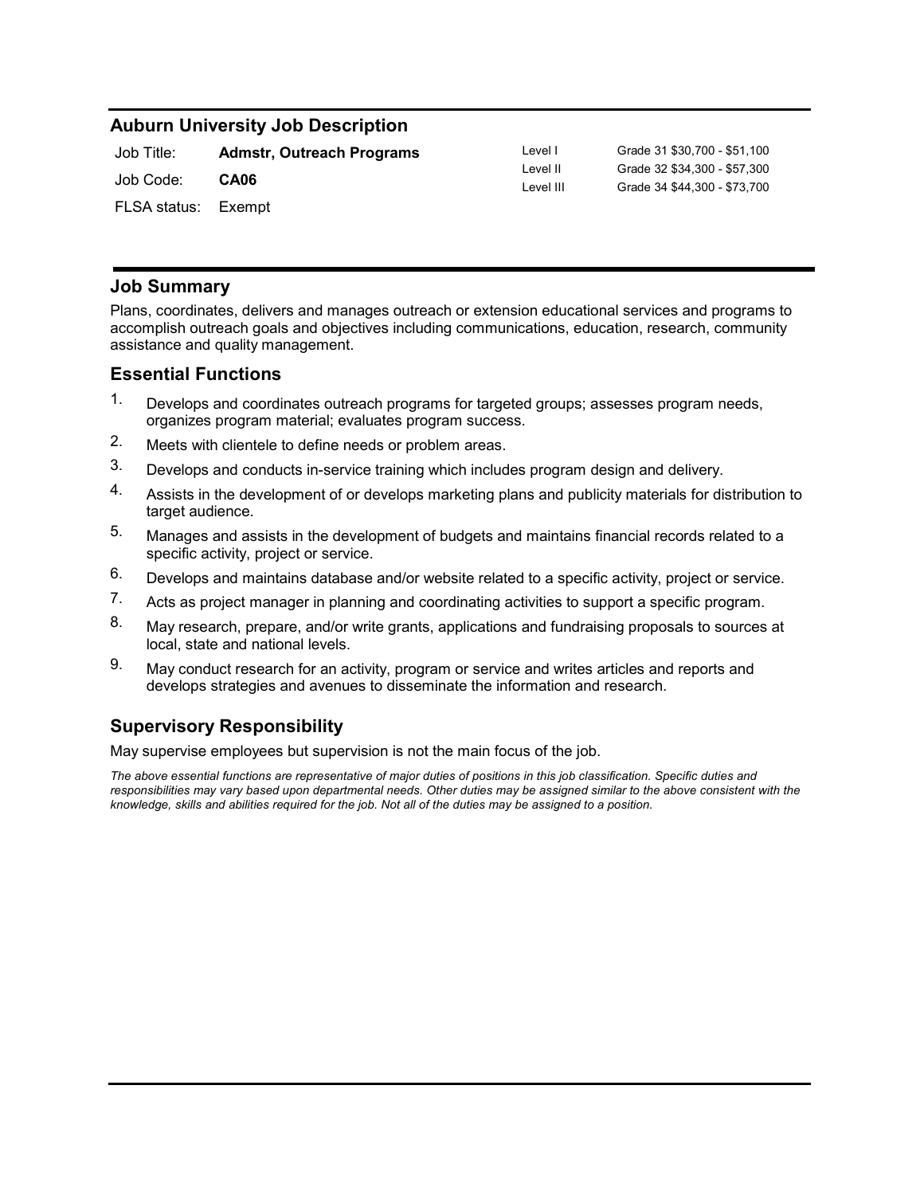## Auburn University Job Description

| | | | |
|---|---|---|---|
| Job Title: | **Admstr, Outreach Programs** | Level I | Grade 31 $30,700 - $51,100 |
| Job Code: | **CA06** | Level II | Grade 32 $34,300 - $57,300 |
| FLSA status: | Exempt | Level III | Grade 34 $44,300 - $73,700 |

## Job Summary

Plans, coordinates, delivers and manages outreach or extension educational services and programs to accomplish outreach goals and objectives including communications, education, research, community assistance and quality management.

## Essential Functions

1. Develops and coordinates outreach programs for targeted groups; assesses program needs, organizes program material; evaluates program success.
2. Meets with clientele to define needs or problem areas.
3. Develops and conducts in-service training which includes program design and delivery.
4. Assists in the development of or develops marketing plans and publicity materials for distribution to target audience.
5. Manages and assists in the development of budgets and maintains financial records related to a specific activity, project or service.
6. Develops and maintains database and/or website related to a specific activity, project or service.
7. Acts as project manager in planning and coordinating activities to support a specific program.
8. May research, prepare, and/or write grants, applications and fundraising proposals to sources at local, state and national levels.
9. May conduct research for an activity, program or service and writes articles and reports and develops strategies and avenues to disseminate the information and research.

## Supervisory Responsibility

May supervise employees but supervision is not the main focus of the job.

*The above essential functions are representative of major duties of positions in this job classification. Specific duties and responsibilities may vary based upon departmental needs. Other duties may be assigned similar to the above consistent with the knowledge, skills and abilities required for the job. Not all of the duties may be assigned to a position.*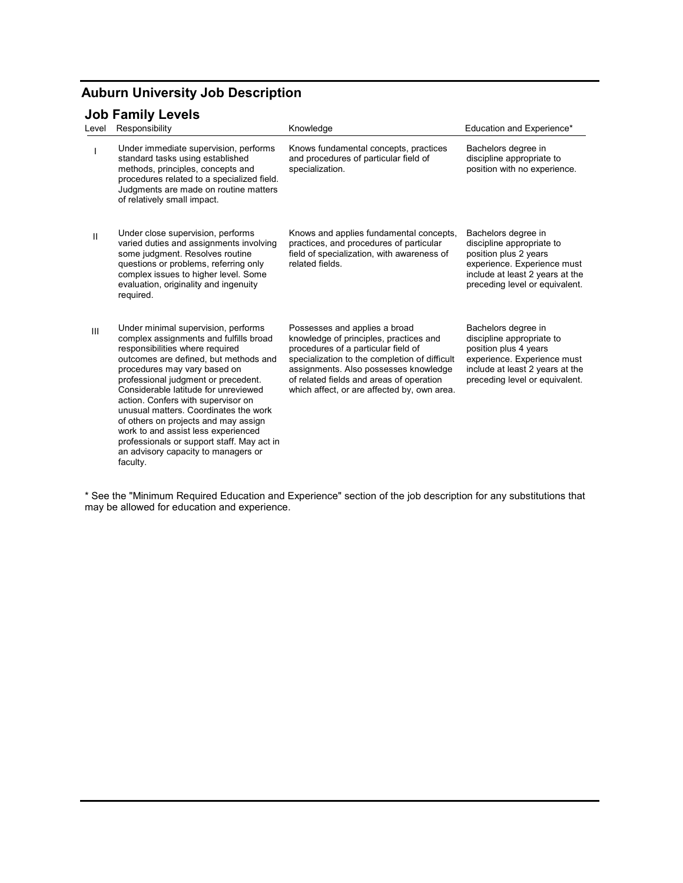## Auburn University Job Description

### Job Family Levels

| Level | Responsibility | Knowledge | Education and Experience* |
| --- | --- | --- | --- |
| I | Under immediate supervision, performs standard tasks using established methods, principles, concepts and procedures related to a specialized field. Judgments are made on routine matters of relatively small impact. | Knows fundamental concepts, practices and procedures of particular field of specialization. | Bachelors degree in discipline appropriate to position with no experience. |
| II | Under close supervision, performs varied duties and assignments involving some judgment. Resolves routine questions or problems, referring only complex issues to higher level. Some evaluation, originality and ingenuity required. | Knows and applies fundamental concepts, practices, and procedures of particular field of specialization, with awareness of related fields. | Bachelors degree in discipline appropriate to position plus 2 years experience. Experience must include at least 2 years at the preceding level or equivalent. |
| III | Under minimal supervision, performs complex assignments and fulfills broad responsibilities where required outcomes are defined, but methods and procedures may vary based on professional judgment or precedent. Considerable latitude for unreviewed action. Confers with supervisor on unusual matters. Coordinates the work of others on projects and may assign work to and assist less experienced professionals or support staff. May act in an advisory capacity to managers or faculty. | Possesses and applies a broad knowledge of principles, practices and procedures of a particular field of specialization to the completion of difficult assignments. Also possesses knowledge of related fields and areas of operation which affect, or are affected by, own area. | Bachelors degree in discipline appropriate to position plus 4 years experience. Experience must include at least 2 years at the preceding level or equivalent. |

* See the "Minimum Required Education and Experience" section of the job description for any substitutions that may be allowed for education and experience.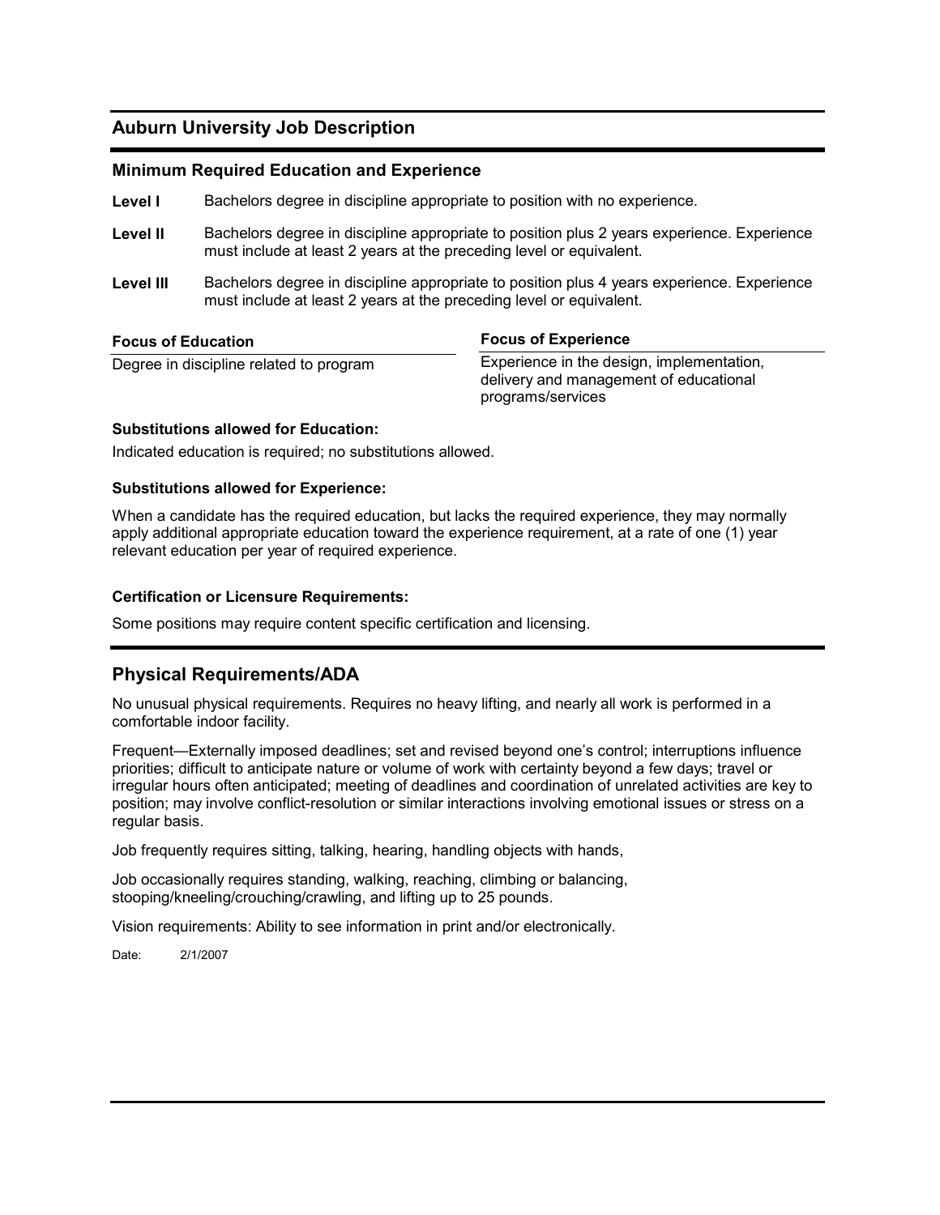## Auburn University Job Description

### Minimum Required Education and Experience

**Level I** Bachelors degree in discipline appropriate to position with no experience.

**Level II** Bachelors degree in discipline appropriate to position plus 2 years experience. Experience must include at least 2 years at the preceding level or equivalent.

**Level III** Bachelors degree in discipline appropriate to position plus 4 years experience. Experience must include at least 2 years at the preceding level or equivalent.

| Focus of Education | Focus of Experience |
|---|---|
| Degree in discipline related to program | Experience in the design, implementation, delivery and management of educational programs/services |

**Substitutions allowed for Education:**

Indicated education is required; no substitutions allowed.

**Substitutions allowed for Experience:**

When a candidate has the required education, but lacks the required experience, they may normally apply additional appropriate education toward the experience requirement, at a rate of one (1) year relevant education per year of required experience.

**Certification or Licensure Requirements:**

Some positions may require content specific certification and licensing.

## Physical Requirements/ADA

No unusual physical requirements. Requires no heavy lifting, and nearly all work is performed in a comfortable indoor facility.

Frequent—Externally imposed deadlines; set and revised beyond one's control; interruptions influence priorities; difficult to anticipate nature or volume of work with certainty beyond a few days; travel or irregular hours often anticipated; meeting of deadlines and coordination of unrelated activities are key to position; may involve conflict-resolution or similar interactions involving emotional issues or stress on a regular basis.

Job frequently requires sitting, talking, hearing, handling objects with hands,

Job occasionally requires standing, walking, reaching, climbing or balancing, stooping/kneeling/crouching/crawling, and lifting up to 25 pounds.

Vision requirements: Ability to see information in print and/or electronically.

Date: 2/1/2007